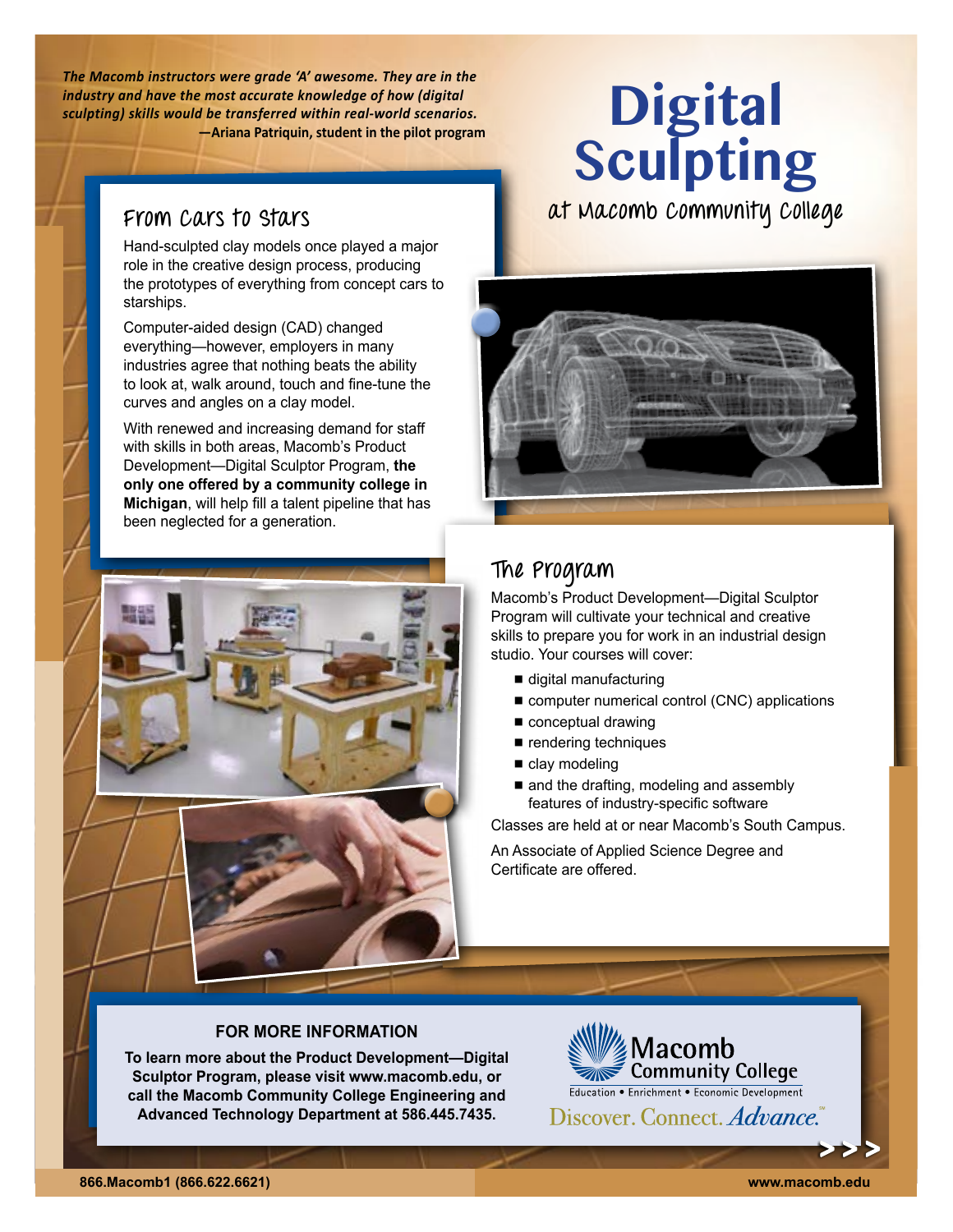*The Macomb instructors were grade 'A' awesome. They are in the industry and have the most accurate knowledge of how (digital sculpting) skills would be transferred within real-world scenarios.*
**—Ariana Patriquin, student in the pilot program**

# Digital Sculpting

## at Macomb Community College

## From Cars to Stars

Hand-sculpted clay models once played a major role in the creative design process, producing the prototypes of everything from concept cars to starships.

Computer-aided design (CAD) changed everything—however, employers in many industries agree that nothing beats the ability to look at, walk around, touch and fine-tune the curves and angles on a clay model.

With renewed and increasing demand for staff with skills in both areas, Macomb's Product Development—Digital Sculptor Program, **the only one offered by a community college in Michigan**, will help fill a talent pipeline that has been neglected for a generation.

## The Program

Macomb's Product Development—Digital Sculptor Program will cultivate your technical and creative skills to prepare you for work in an industrial design studio. Your courses will cover:

- digital manufacturing
- computer numerical control (CNC) applications
- conceptual drawing
- rendering techniques
- clay modeling
- and the drafting, modeling and assembly features of industry-specific software

Classes are held at or near Macomb's South Campus.

An Associate of Applied Science Degree and Certificate are offered.

**FOR MORE INFORMATION**

**To learn more about the Product Development—Digital Sculptor Program, please visit www.macomb.edu, or call the Macomb Community College Engineering and Advanced Technology Department at 586.445.7435.**

Macomb Community College
Education • Enrichment • Economic Development
Discover. Connect. *Advance.*

**866.Macomb1 (866.622.6621)**

**www.macomb.edu**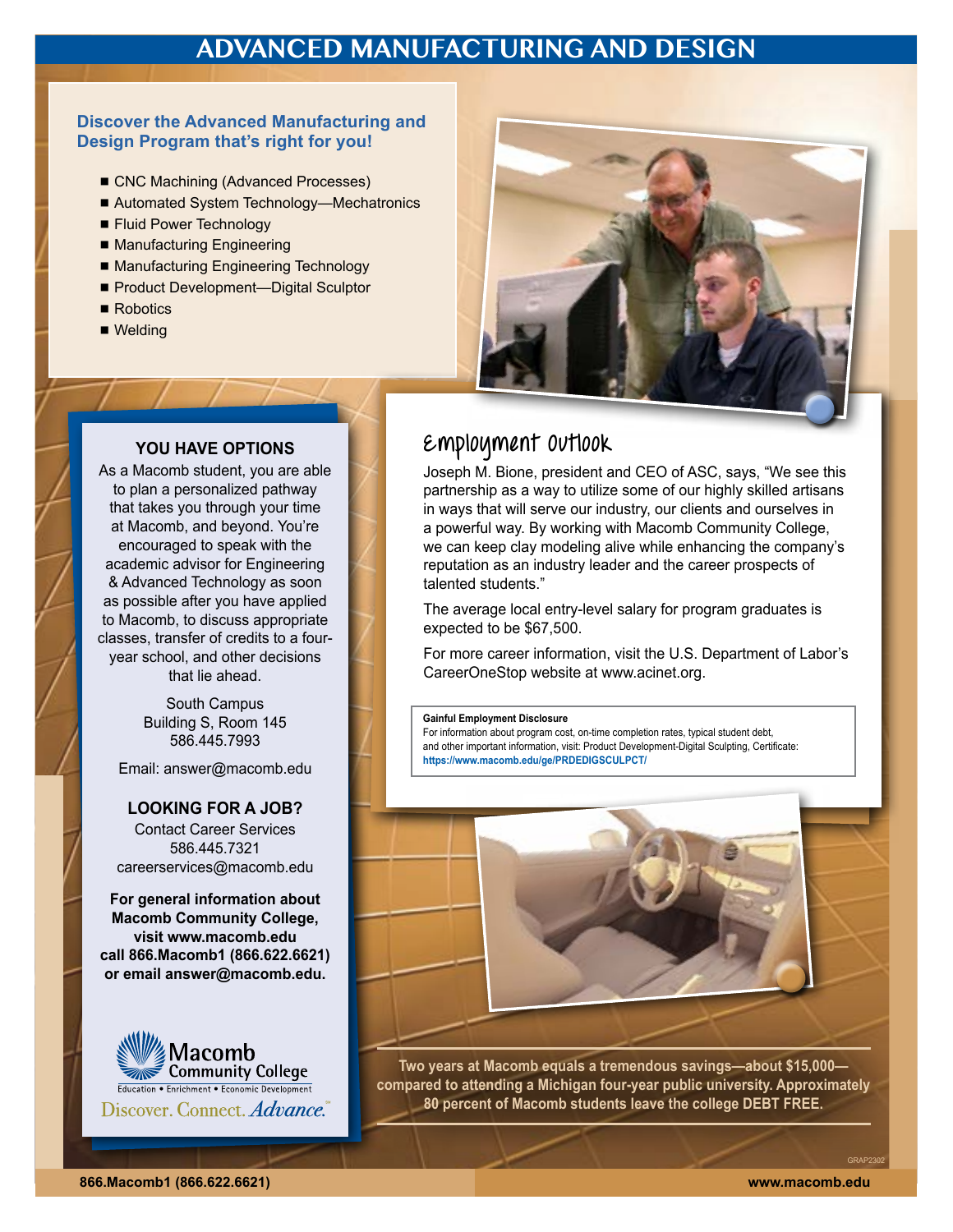# ADVANCED MANUFACTURING AND DESIGN

### Discover the Advanced Manufacturing and Design Program that's right for you!

- CNC Machining (Advanced Processes)
- Automated System Technology—Mechatronics
- Fluid Power Technology
- Manufacturing Engineering
- Manufacturing Engineering Technology
- Product Development—Digital Sculptor
- Robotics
- Welding

### YOU HAVE OPTIONS

As a Macomb student, you are able to plan a personalized pathway that takes you through your time at Macomb, and beyond. You're encouraged to speak with the academic advisor for Engineering & Advanced Technology as soon as possible after you have applied to Macomb, to discuss appropriate classes, transfer of credits to a four-year school, and other decisions that lie ahead.

South Campus
Building S, Room 145
586.445.7993

Email: answer@macomb.edu

### LOOKING FOR A JOB?

Contact Career Services
586.445.7321
careerservices@macomb.edu

**For general information about Macomb Community College, visit www.macomb.edu call 866.Macomb1 (866.622.6621) or email answer@macomb.edu.**

Macomb Community College
Education • Enrichment • Economic Development
Discover. Connect. *Advance.*™

## Employment Outlook

Joseph M. Bione, president and CEO of ASC, says, "We see this partnership as a way to utilize some of our highly skilled artisans in ways that will serve our industry, our clients and ourselves in a powerful way. By working with Macomb Community College, we can keep clay modeling alive while enhancing the company's reputation as an industry leader and the career prospects of talented students."

The average local entry-level salary for program graduates is expected to be $67,500.

For more career information, visit the U.S. Department of Labor's CareerOneStop website at www.acinet.org.

**Gainful Employment Disclosure**
For information about program cost, on-time completion rates, typical student debt, and other important information, visit: Product Development-Digital Sculpting, Certificate: **https://www.macomb.edu/ge/PRDEDIGSCULPCT/**

**Two years at Macomb equals a tremendous savings—about $15,000—compared to attending a Michigan four-year public university. Approximately 80 percent of Macomb students leave the college DEBT FREE.**

GRAP2302

**866.Macomb1 (866.622.6621)** **www.macomb.edu**